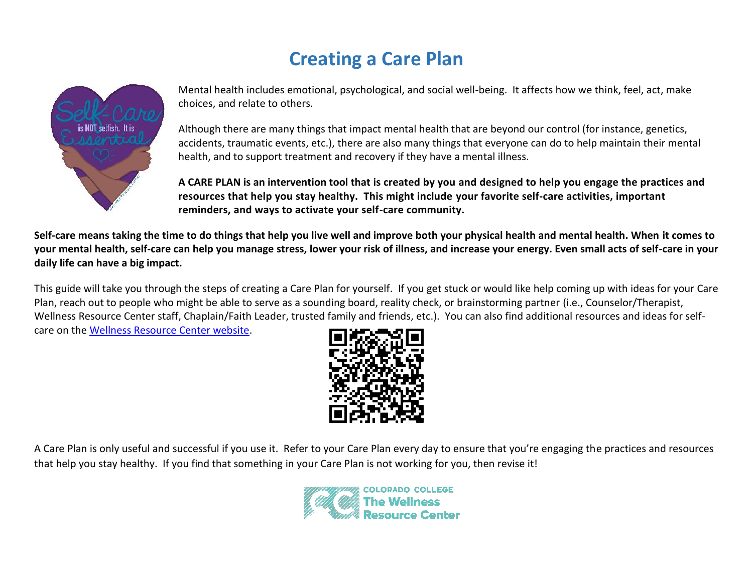# Creating a Care Plan

Mental health includes emotional, psychological, and social well-being. It affects how we think, feel, act, make choices, and relate to others.

Although there are many things that impact mental health that are beyond our control (for instance, genetics, accidents, traumatic events, etc.), there are also many things that everyone can do to help maintain their mental health, and to support treatment and recovery if they have a mental illness.

**A CARE PLAN is an intervention tool that is created by you and designed to help you engage the practices and resources that help you stay healthy. This might include your favorite self-care activities, important reminders, and ways to activate your self-care community.**

**Self-care means taking the time to do things that help you live well and improve both your physical health and mental health. When it comes to your mental health, self-care can help you manage stress, lower your risk of illness, and increase your energy. Even small acts of self-care in your daily life can have a big impact.**

This guide will take you through the steps of creating a Care Plan for yourself. If you get stuck or would like help coming up with ideas for your Care Plan, reach out to people who might be able to serve as a sounding board, reality check, or brainstorming partner (i.e., Counselor/Therapist, Wellness Resource Center staff, Chaplain/Faith Leader, trusted family and friends, etc.). You can also find additional resources and ideas for self-care on the Wellness Resource Center website.

A Care Plan is only useful and successful if you use it. Refer to your Care Plan every day to ensure that you're engaging the practices and resources that help you stay healthy. If you find that something in your Care Plan is not working for you, then revise it!

COLORADO COLLEGE
The Wellness Resource Center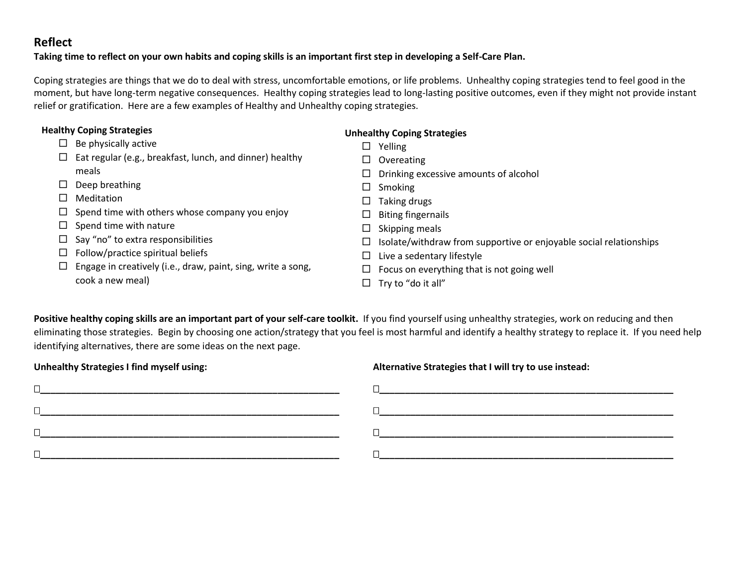## Reflect

**Taking time to reflect on your own habits and coping skills is an important first step in developing a Self-Care Plan.**

Coping strategies are things that we do to deal with stress, uncomfortable emotions, or life problems. Unhealthy coping strategies tend to feel good in the moment, but have long-term negative consequences. Healthy coping strategies lead to long-lasting positive outcomes, even if they might not provide instant relief or gratification. Here are a few examples of Healthy and Unhealthy coping strategies.

**Healthy Coping Strategies**

- ☐ Be physically active
- ☐ Eat regular (e.g., breakfast, lunch, and dinner) healthy meals
- ☐ Deep breathing
- ☐ Meditation
- ☐ Spend time with others whose company you enjoy
- ☐ Spend time with nature
- ☐ Say "no" to extra responsibilities
- ☐ Follow/practice spiritual beliefs
- ☐ Engage in creatively (i.e., draw, paint, sing, write a song, cook a new meal)

**Unhealthy Coping Strategies**

- ☐ Yelling
- ☐ Overeating
- ☐ Drinking excessive amounts of alcohol
- ☐ Smoking
- ☐ Taking drugs
- ☐ Biting fingernails
- ☐ Skipping meals
- ☐ Isolate/withdraw from supportive or enjoyable social relationships
- ☐ Live a sedentary lifestyle
- ☐ Focus on everything that is not going well
- ☐ Try to "do it all"

**Positive healthy coping skills are an important part of your self-care toolkit.** If you find yourself using unhealthy strategies, work on reducing and then eliminating those strategies. Begin by choosing one action/strategy that you feel is most harmful and identify a healthy strategy to replace it. If you need help identifying alternatives, there are some ideas on the next page.

| Unhealthy Strategies I find myself using: | Alternative Strategies that I will try to use instead: |
| --- | --- |
| ☐______________________________ | ☐______________________________ |
| ☐______________________________ | ☐______________________________ |
| ☐______________________________ | ☐______________________________ |
| ☐______________________________ | ☐______________________________ |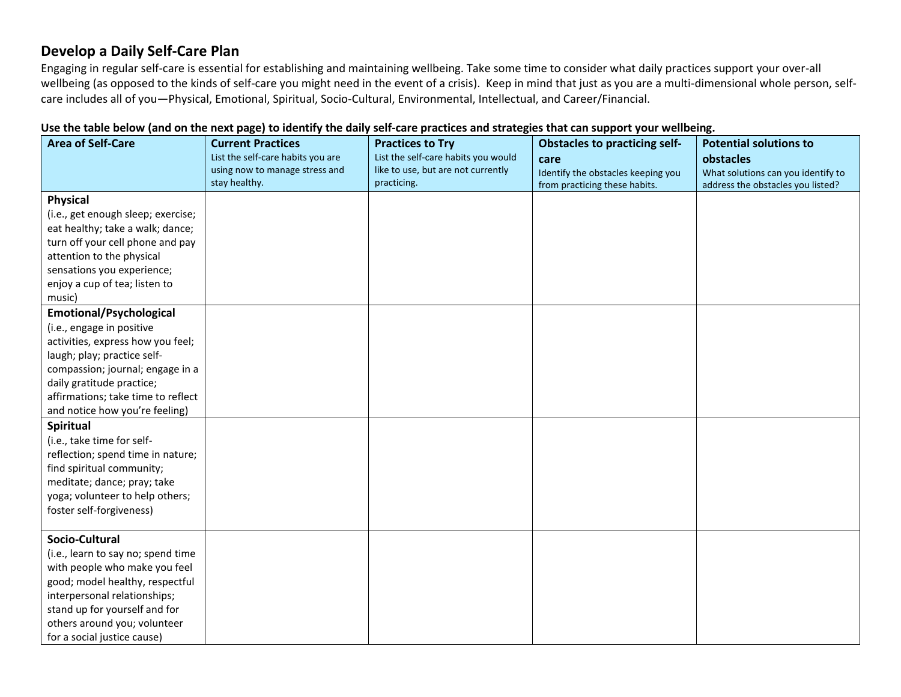## Develop a Daily Self-Care Plan

Engaging in regular self-care is essential for establishing and maintaining wellbeing. Take some time to consider what daily practices support your over-all wellbeing (as opposed to the kinds of self-care you might need in the event of a crisis). Keep in mind that just as you are a multi-dimensional whole person, self-care includes all of you—Physical, Emotional, Spiritual, Socio-Cultural, Environmental, Intellectual, and Career/Financial.

**Use the table below (and on the next page) to identify the daily self-care practices and strategies that can support your wellbeing.**

| **Area of Self-Care** | **Current Practices** List the self-care habits you are using now to manage stress and stay healthy. | **Practices to Try** List the self-care habits you would like to use, but are not currently practicing. | **Obstacles to practicing self-care** Identify the obstacles keeping you from practicing these habits. | **Potential solutions to obstacles** What solutions can you identify to address the obstacles you listed? |
|---|---|---|---|---|
| **Physical** (i.e., get enough sleep; exercise; eat healthy; take a walk; dance; turn off your cell phone and pay attention to the physical sensations you experience; enjoy a cup of tea; listen to music) | | | | |
| **Emotional/Psychological** (i.e., engage in positive activities, express how you feel; laugh; play; practice self-compassion; journal; engage in a daily gratitude practice; affirmations; take time to reflect and notice how you're feeling) | | | | |
| **Spiritual** (i.e., take time for self-reflection; spend time in nature; find spiritual community; meditate; dance; pray; take yoga; volunteer to help others; foster self-forgiveness) | | | | |
| **Socio-Cultural** (i.e., learn to say no; spend time with people who make you feel good; model healthy, respectful interpersonal relationships; stand up for yourself and for others around you; volunteer for a social justice cause) | | | | |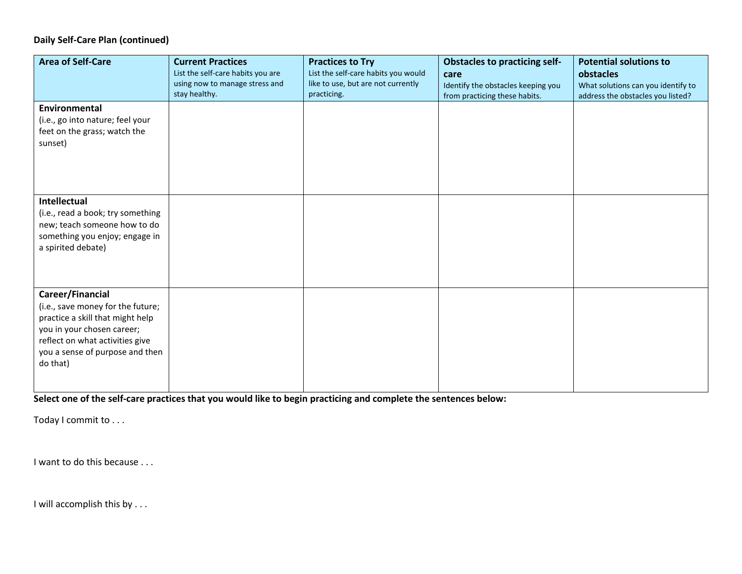**Daily Self-Care Plan (continued)**

| **Area of Self-Care** | **Current Practices** List the self-care habits you are using now to manage stress and stay healthy. | **Practices to Try** List the self-care habits you would like to use, but are not currently practicing. | **Obstacles to practicing self-care** Identify the obstacles keeping you from practicing these habits. | **Potential solutions to obstacles** What solutions can you identify to address the obstacles you listed? |
|---|---|---|---|---|
| **Environmental** (i.e., go into nature; feel your feet on the grass; watch the sunset) | | | | |
| **Intellectual** (i.e., read a book; try something new; teach someone how to do something you enjoy; engage in a spirited debate) | | | | |
| **Career/Financial** (i.e., save money for the future; practice a skill that might help you in your chosen career; reflect on what activities give you a sense of purpose and then do that) | | | | |

**Select one of the self-care practices that you would like to begin practicing and complete the sentences below:**

Today I commit to . . .

I want to do this because . . .

I will accomplish this by . . .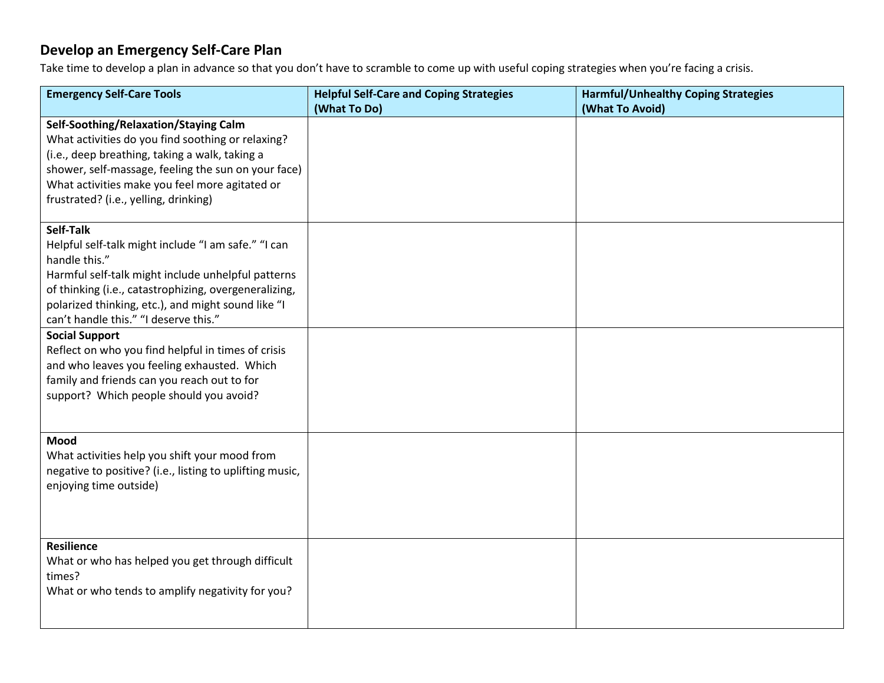## Develop an Emergency Self-Care Plan

Take time to develop a plan in advance so that you don't have to scramble to come up with useful coping strategies when you're facing a crisis.

| Emergency Self-Care Tools | Helpful Self-Care and Coping Strategies (What To Do) | Harmful/Unhealthy Coping Strategies (What To Avoid) |
| --- | --- | --- |
| **Self-Soothing/Relaxation/Staying Calm**<br>What activities do you find soothing or relaxing? (i.e., deep breathing, taking a walk, taking a shower, self-massage, feeling the sun on your face) What activities make you feel more agitated or frustrated? (i.e., yelling, drinking) | | |
| **Self-Talk**<br>Helpful self-talk might include "I am safe." "I can handle this."<br>Harmful self-talk might include unhelpful patterns of thinking (i.e., catastrophizing, overgeneralizing, polarized thinking, etc.), and might sound like "I can't handle this." "I deserve this." | | |
| **Social Support**<br>Reflect on who you find helpful in times of crisis and who leaves you feeling exhausted. Which family and friends can you reach out to for support? Which people should you avoid? | | |
| **Mood**<br>What activities help you shift your mood from negative to positive? (i.e., listing to uplifting music, enjoying time outside) | | |
| **Resilience**<br>What or who has helped you get through difficult times?<br>What or who tends to amplify negativity for you? | | |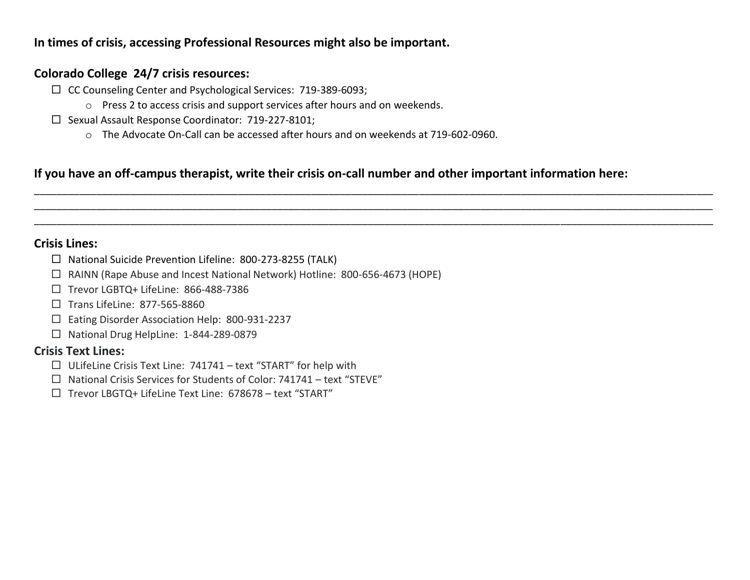**In times of crisis, accessing Professional Resources might also be important.**

**Colorado College 24/7 crisis resources:**

- ☐ CC Counseling Center and Psychological Services: 719-389-6093;
  - Press 2 to access crisis and support services after hours and on weekends.
- ☐ Sexual Assault Response Coordinator: 719-227-8101;
  - The Advocate On-Call can be accessed after hours and on weekends at 719-602-0960.

**If you have an off-campus therapist, write their crisis on-call number and other important information here:**

\_\_\_\_\_\_\_\_\_\_\_\_\_\_\_\_\_\_\_\_\_\_\_\_\_\_\_\_\_\_\_\_\_\_\_\_\_\_\_\_\_\_\_\_\_\_\_\_\_\_\_\_\_\_\_\_\_\_\_\_\_\_\_\_\_\_\_\_\_\_\_\_\_\_\_\_\_\_

\_\_\_\_\_\_\_\_\_\_\_\_\_\_\_\_\_\_\_\_\_\_\_\_\_\_\_\_\_\_\_\_\_\_\_\_\_\_\_\_\_\_\_\_\_\_\_\_\_\_\_\_\_\_\_\_\_\_\_\_\_\_\_\_\_\_\_\_\_\_\_\_\_\_\_\_\_\_

\_\_\_\_\_\_\_\_\_\_\_\_\_\_\_\_\_\_\_\_\_\_\_\_\_\_\_\_\_\_\_\_\_\_\_\_\_\_\_\_\_\_\_\_\_\_\_\_\_\_\_\_\_\_\_\_\_\_\_\_\_\_\_\_\_\_\_\_\_\_\_\_\_\_\_\_\_\_

**Crisis Lines:**

- ☐ National Suicide Prevention Lifeline: 800-273-8255 (TALK)
- ☐ RAINN (Rape Abuse and Incest National Network) Hotline: 800-656-4673 (HOPE)
- ☐ Trevor LGBTQ+ LifeLine: 866-488-7386
- ☐ Trans LifeLine: 877-565-8860
- ☐ Eating Disorder Association Help: 800-931-2237
- ☐ National Drug HelpLine: 1-844-289-0879

**Crisis Text Lines:**

- ☐ ULifeLine Crisis Text Line: 741741 – text "START" for help with
- ☐ National Crisis Services for Students of Color: 741741 – text "STEVE"
- ☐ Trevor LBGTQ+ LifeLine Text Line: 678678 – text "START"